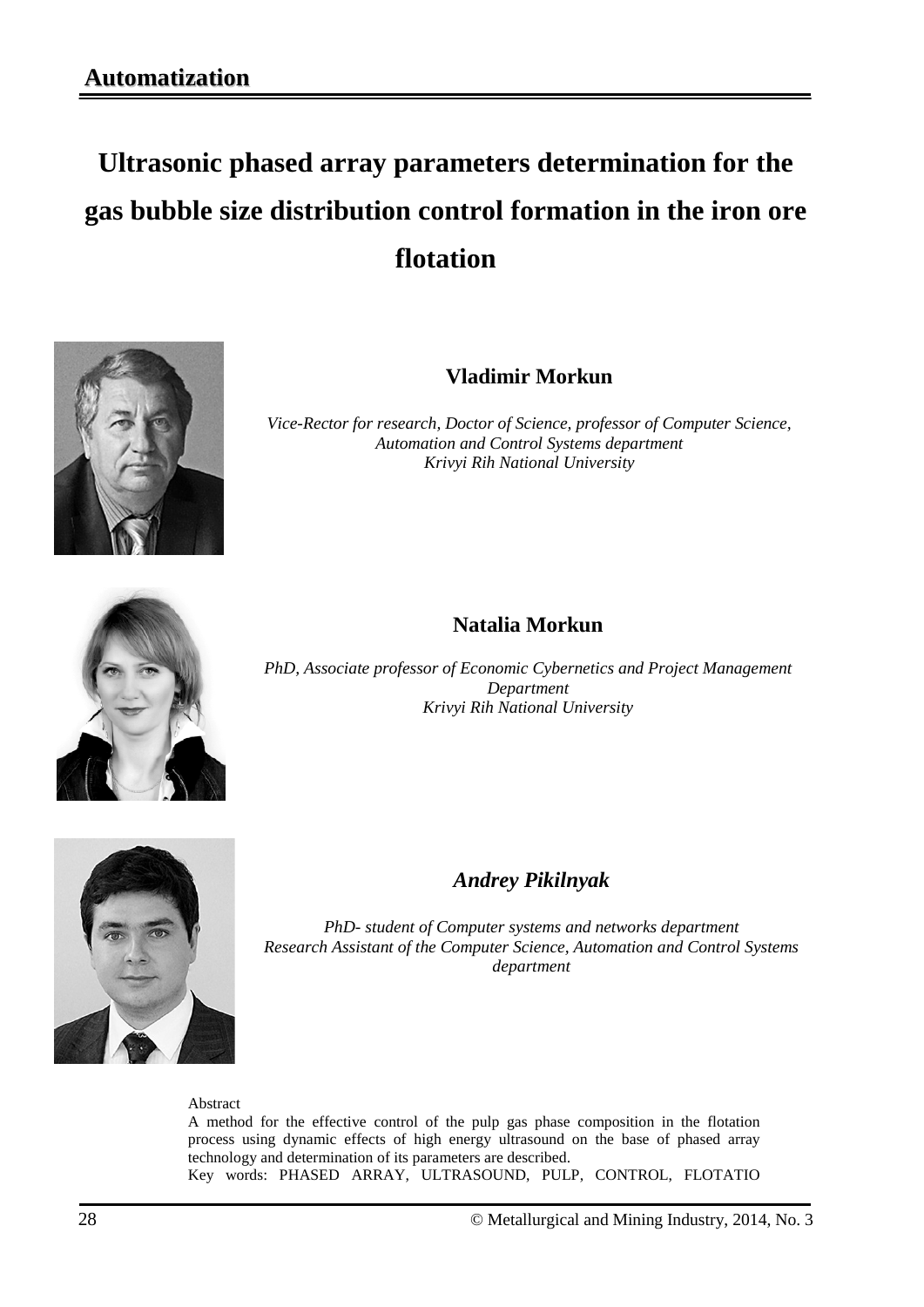**Automatization**

# Ultrasonic phased array parameters determination for the gas bubble size distribution control formation in the iron ore flotation

### Vladimir Morkun

*Vice-Rector for research, Doctor of Science, professor of Computer Science, Automation and Control Systems department*
*Krivyi Rih National University*

### Natalia Morkun

*PhD, Associate professor of Economic Cybernetics and Project Management Department*
*Krivyi Rih National University*

### *Andrey Pikilnyak*

*PhD- student of Computer systems and networks department*
*Research Assistant of the Computer Science, Automation and Control Systems department*

Abstract

A method for the effective control of the pulp gas phase composition in the flotation process using dynamic effects of high energy ultrasound on the base of phased array technology and determination of its parameters are described.

Key words: PHASED ARRAY, ULTRASOUND, PULP, CONTROL, FLOTATIO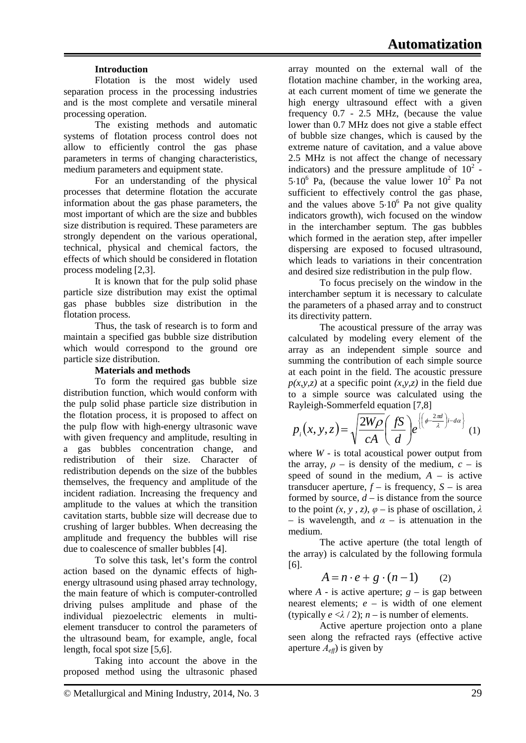### Introduction

Flotation is the most widely used separation process in the processing industries and is the most complete and versatile mineral processing operation.

The existing methods and automatic systems of flotation process control does not allow to efficiently control the gas phase parameters in terms of changing characteristics, medium parameters and equipment state.

For an understanding of the physical processes that determine flotation the accurate information about the gas phase parameters, the most important of which are the size and bubbles size distribution is required. These parameters are strongly dependent on the various operational, technical, physical and chemical factors, the effects of which should be considered in flotation process modeling [2,3].

It is known that for the pulp solid phase particle size distribution may exist the optimal gas phase bubbles size distribution in the flotation process.

Thus, the task of research is to form and maintain a specified gas bubble size distribution which would correspond to the ground ore particle size distribution.

### Materials and methods

To form the required gas bubble size distribution function, which would conform with the pulp solid phase particle size distribution in the flotation process, it is proposed to affect on the pulp flow with high-energy ultrasonic wave with given frequency and amplitude, resulting in a gas bubbles concentration change, and redistribution of their size. Character of redistribution depends on the size of the bubbles themselves, the frequency and amplitude of the incident radiation. Increasing the frequency and amplitude to the values at which the transition cavitation starts, bubble size will decrease due to crushing of larger bubbles. When decreasing the amplitude and frequency the bubbles will rise due to coalescence of smaller bubbles [4].

To solve this task, let's form the control action based on the dynamic effects of high-energy ultrasound using phased array technology, the main feature of which is computer-controlled driving pulses amplitude and phase of the individual piezoelectric elements in multi-element transducer to control the parameters of the ultrasound beam, for example, angle, focal length, focal spot size [5,6].

Taking into account the above in the proposed method using the ultrasonic phased array mounted on the external wall of the flotation machine chamber, in the working area, at each current moment of time we generate the high energy ultrasound effect with a given frequency 0.7 - 2.5 MHz, (because the value lower than 0.7 MHz does not give a stable effect of bubble size changes, which is caused by the extreme nature of cavitation, and a value above 2.5 MHz is not affect the change of necessary indicators) and the pressure amplitude of $10^2$ - $5{\cdot}10^6$ Pa, (because the value lower $10^2$ Pa not sufficient to effectively control the gas phase, and the values above $5{\cdot}10^6$ Pa not give quality indicators growth), wich focused on the window in the interchamber septum. The gas bubbles which formed in the aeration step, after impeller dispersing are exposed to focused ultrasound, which leads to variations in their concentration and desired size redistribution in the pulp flow.

To focus precisely on the window in the interchamber septum it is necessary to calculate the parameters of a phased array and to construct its directivity pattern.

The acoustical pressure of the array was calculated by modeling every element of the array as an independent simple source and summing the contribution of each simple source at each point in the field. The acoustic pressure $p(x,y,z)$ at a specific point $(x,y,z)$ in the field due to a simple source was calculated using the Rayleigh-Sommerfeld equation [7,8]

$$p_i(x,y,z) = \sqrt{\frac{2W\rho}{cA}}\left(\frac{fS}{d}\right)e^{\left\{\left(\phi-\frac{2\pi d}{\lambda}\right)i-d\alpha\right\}} \quad (1)$$

where $W$ - is total acoustical power output from the array, $\rho$ – is density of the medium, $c$ – is speed of sound in the medium, $A$ – is active transducer aperture, $f$ – is frequency, $S$ – is area formed by source, $d$ – is distance from the source to the point $(x, y, z)$, $\varphi$ – is phase of oscillation, $\lambda$ – is wavelength, and $\alpha$ – is attenuation in the medium.

The active aperture (the total length of the array) is calculated by the following formula [6].

$$A = n \cdot e + g \cdot (n-1) \quad (2)$$

where $A$ - is active aperture; $g$ – is gap between nearest elements; $e$ – is width of one element (typically $e < \lambda / 2$); $n$ – is number of elements.

Active aperture projection onto a plane seen along the refracted rays (effective active aperture $A_{eff}$) is given by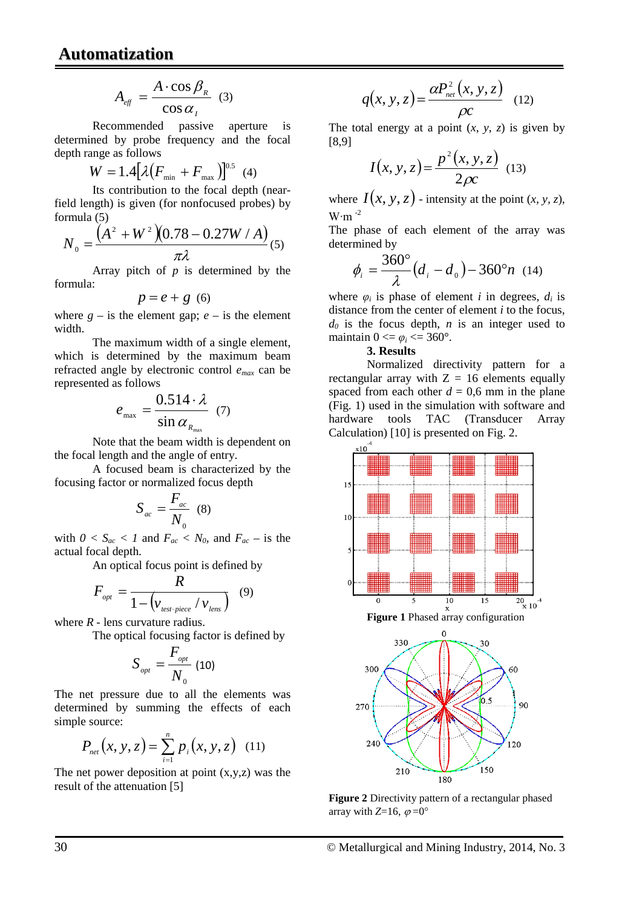$$A_{eff} = \frac{A \cdot \cos \beta_R}{\cos \alpha_I} \quad (3)$$

Recommended passive aperture is determined by probe frequency and the focal depth range as follows

$$W = 1.4[\lambda(F_{\min} + F_{\max})]^{0.5} \quad (4)$$

Its contribution to the focal depth (near-field length) is given (for nonfocused probes) by formula (5)

$$N_0 = \frac{(A^2 + W^2)(0.78 - 0.27W / A)}{\pi\lambda} \quad (5)$$

Array pitch of $p$ is determined by the formula:

$$p = e + g \quad (6)$$

where $g$ – is the element gap; $e$ – is the element width.

The maximum width of a single element, which is determined by the maximum beam refracted angle by electronic control $e_{max}$ can be represented as follows

$$e_{\max} = \frac{0.514 \cdot \lambda}{\sin \alpha_{R_{\max}}} \quad (7)$$

Note that the beam width is dependent on the focal length and the angle of entry.

A focused beam is characterized by the focusing factor or normalized focus depth

$$S_{ac} = \frac{F_{ac}}{N_0} \quad (8)$$

with $0 < S_{ac} < 1$ and $F_{ac} < N_0$, and $F_{ac}$ – is the actual focal depth.

An optical focus point is defined by

$$F_{opt} = \frac{R}{1 - (v_{test \cdot piece} / v_{lens})} \quad (9)$$

where $R$ - lens curvature radius.

The optical focusing factor is defined by

$$S_{opt} = \frac{F_{opt}}{N_0} \quad (10)$$

The net pressure due to all the elements was determined by summing the effects of each simple source:

$$P_{net}(x, y, z) = \sum_{i=1}^{n} p_i(x, y, z) \quad (11)$$

The net power deposition at point (x,y,z) was the result of the attenuation [5]

$$q(x, y, z) = \frac{\alpha P_{net}^2(x, y, z)}{\rho c} \quad (12)$$

The total energy at a point ($x$, $y$, $z$) is given by [8,9]

$$I(x, y, z) = \frac{p^2(x, y, z)}{2\rho c} \quad (13)$$

where $I(x, y, z)$ - intensity at the point ($x$, $y$, $z$), W·m$^{-2}$

The phase of each element of the array was determined by

$$\phi_i = \frac{360°}{\lambda}(d_i - d_0) - 360° n \quad (14)$$

where $\varphi_i$ is phase of element $i$ in degrees, $d_i$ is distance from the center of element $i$ to the focus, $d_0$ is the focus depth, $n$ is an integer used to maintain $0 <= \varphi_i <= 360°$.

### 3. Results

Normalized directivity pattern for a rectangular array with Z = 16 elements equally spaced from each other $d$ = 0,6 mm in the plane (Fig. 1) used in the simulation with software and hardware tools TAC (Transducer Array Calculation) [10] is presented on Fig. 2.

**Figure 1** Phased array configuration

**Figure 2** Directivity pattern of a rectangular phased array with $Z$=16, $\varphi$=0°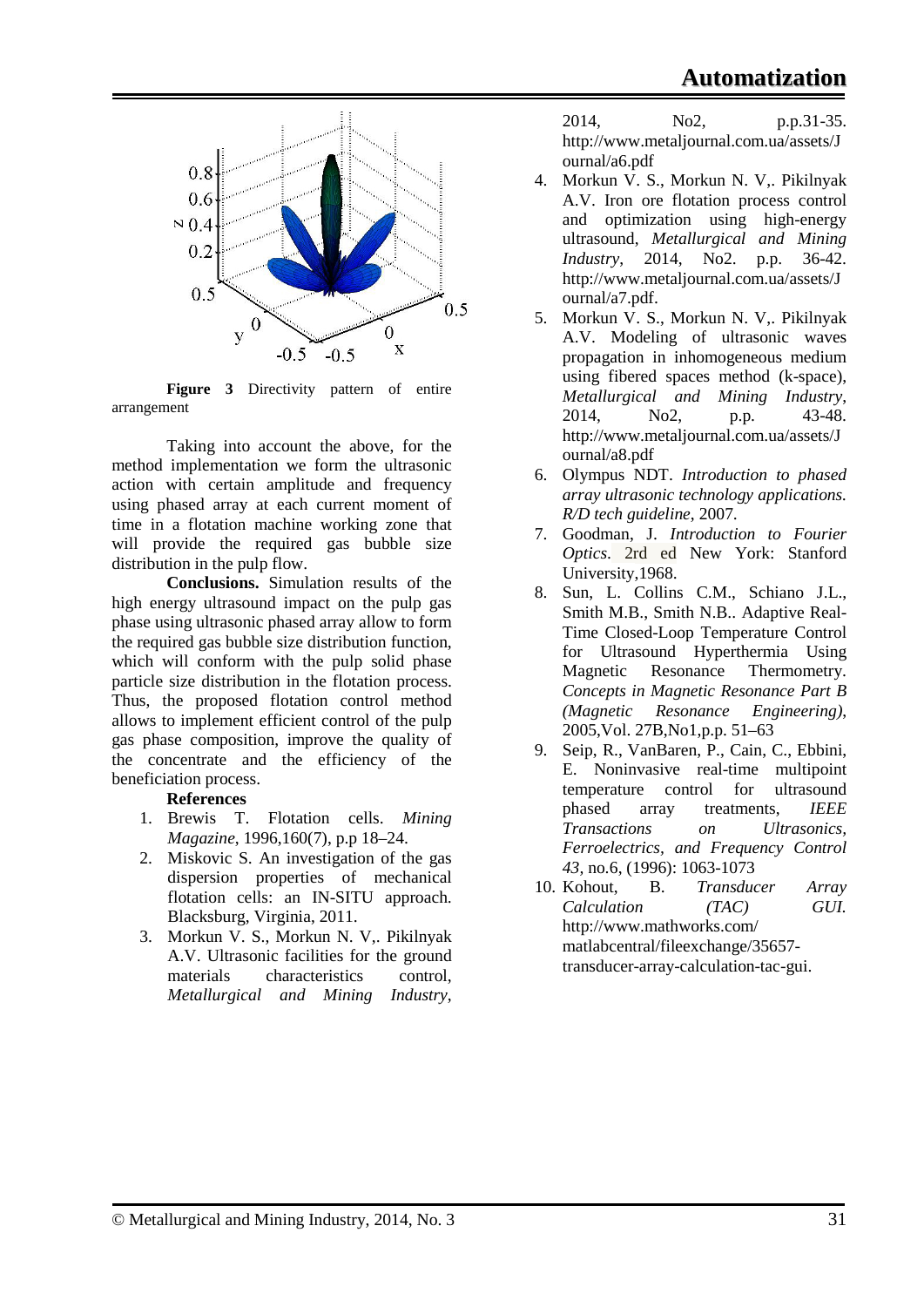0.8
0.6
z 0.4
0.2
0.5
y 0
-0.5 -0.5
0
x
0.5

**Figure 3** Directivity pattern of entire arrangement

Taking into account the above, for the method implementation we form the ultrasonic action with certain amplitude and frequency using phased array at each current moment of time in a flotation machine working zone that will provide the required gas bubble size distribution in the pulp flow.

**Conclusions.** Simulation results of the high energy ultrasound impact on the pulp gas phase using ultrasonic phased array allow to form the required gas bubble size distribution function, which will conform with the pulp solid phase particle size distribution in the flotation process. Thus, the proposed flotation control method allows to implement efficient control of the pulp gas phase composition, improve the quality of the concentrate and the efficiency of the beneficiation process.

**References**

1. Brewis T. Flotation cells. *Mining Magazine*, 1996,160(7), p.p 18–24.
2. Miskovic S. An investigation of the gas dispersion properties of mechanical flotation cells: an IN-SITU approach. Blacksburg, Virginia, 2011.
3. Morkun V. S., Morkun N. V,. Pikilnyak A.V. Ultrasonic facilities for the ground materials characteristics control, *Metallurgical and Mining Industry*, 2014, No2, p.p.31-35. http://www.metaljournal.com.ua/assets/Journal/a6.pdf
4. Morkun V. S., Morkun N. V,. Pikilnyak A.V. Iron ore flotation process control and optimization using high-energy ultrasound, *Metallurgical and Mining Industry*, 2014, No2. p.p. 36-42. http://www.metaljournal.com.ua/assets/Journal/a7.pdf.
5. Morkun V. S., Morkun N. V,. Pikilnyak A.V. Modeling of ultrasonic waves propagation in inhomogeneous medium using fibered spaces method (k-space), *Metallurgical and Mining Industry*, 2014, No2, p.p. 43-48. http://www.metaljournal.com.ua/assets/Journal/a8.pdf
6. Olympus NDT. *Introduction to phased array ultrasonic technology applications. R/D tech guideline*, 2007.
7. Goodman, J. *Introduction to Fourier Optics*. 2rd ed New York: Stanford University,1968.
8. Sun, L. Collins C.M., Schiano J.L., Smith M.B., Smith N.B.. Adaptive Real-Time Closed-Loop Temperature Control for Ultrasound Hyperthermia Using Magnetic Resonance Thermometry. *Concepts in Magnetic Resonance Part B (Magnetic Resonance Engineering)*, 2005,Vol. 27B,No1,p.p. 51–63
9. Seip, R., VanBaren, P., Cain, C., Ebbini, E. Noninvasive real-time multipoint temperature control for ultrasound phased array treatments, *IEEE Transactions on Ultrasonics, Ferroelectrics, and Frequency Control 43*, no.6, (1996): 1063-1073
10. Kohout, B. *Transducer Array Calculation (TAC) GUI.* http://www.mathworks.com/matlabcentral/fileexchange/35657-transducer-array-calculation-tac-gui.